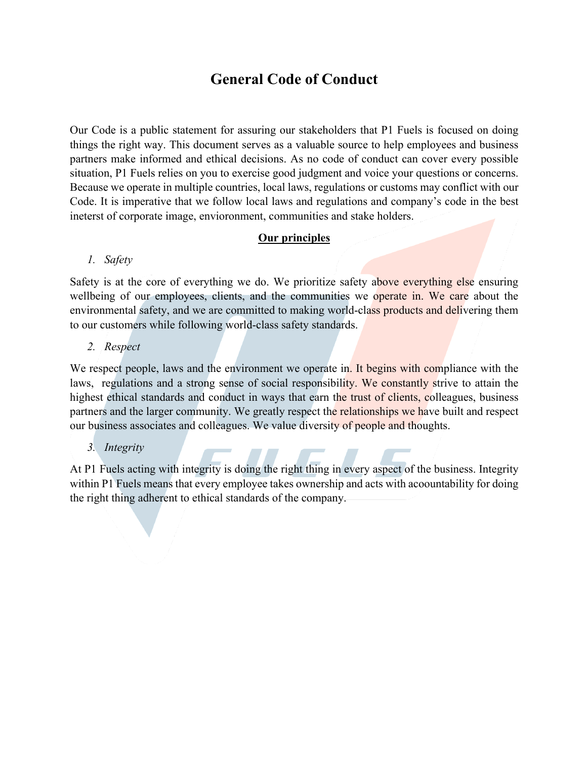# General Code of Conduct

Our Code is a public statement for assuring our stakeholders that P1 Fuels is focused on doing things the right way. This document serves as a valuable source to help employees and business partners make informed and ethical decisions. As no code of conduct can cover every possible situation, P1 Fuels relies on you to exercise good judgment and voice your questions or concerns. Because we operate in multiple countries, local laws, regulations or customs may conflict with our Code. It is imperative that we follow local laws and regulations and company's code in the best ineterst of corporate image, envioronment, communities and stake holders.

## Our principles

1. *Safety*

Safety is at the core of everything we do. We prioritize safety above everything else ensuring wellbeing of our employees, clients, and the communities we operate in. We care about the environmental safety, and we are committed to making world-class products and delivering them to our customers while following world-class safety standards.

2. *Respect*

We respect people, laws and the environment we operate in. It begins with compliance with the laws, regulations and a strong sense of social responsibility. We constantly strive to attain the highest ethical standards and conduct in ways that earn the trust of clients, colleagues, business partners and the larger community. We greatly respect the relationships we have built and respect our business associates and colleagues. We value diversity of people and thoughts.

3. *Integrity*

At P1 Fuels acting with integrity is doing the right thing in every aspect of the business. Integrity within P1 Fuels means that every employee takes ownership and acts with acoountability for doing the right thing adherent to ethical standards of the company.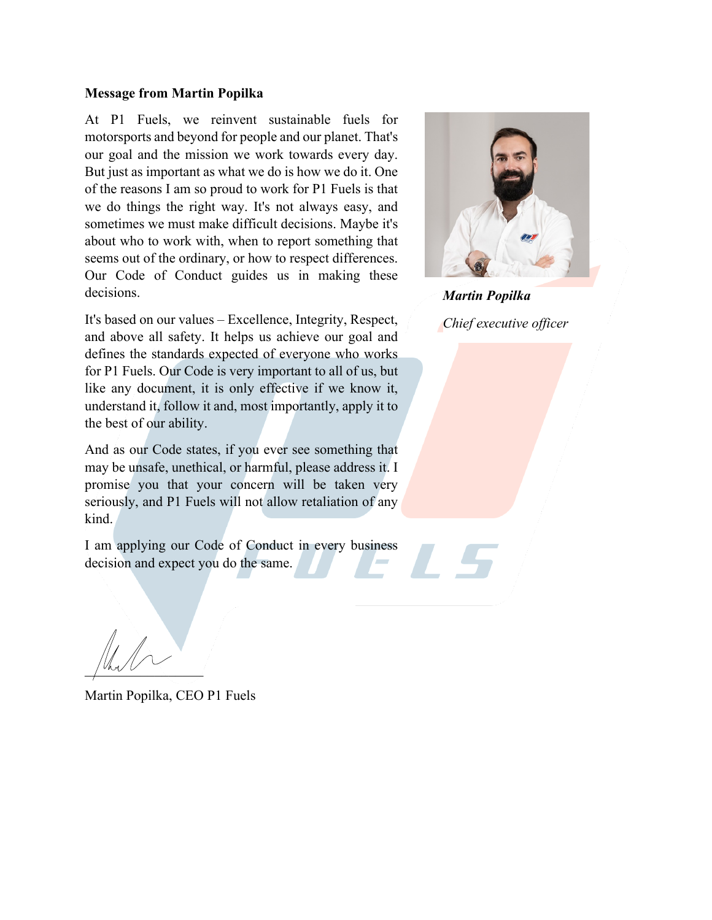**Message from Martin Popilka**

At P1 Fuels, we reinvent sustainable fuels for motorsports and beyond for people and our planet. That's our goal and the mission we work towards every day. But just as important as what we do is how we do it. One of the reasons I am so proud to work for P1 Fuels is that we do things the right way. It's not always easy, and sometimes we must make difficult decisions. Maybe it's about who to work with, when to report something that seems out of the ordinary, or how to respect differences. Our Code of Conduct guides us in making these decisions.

***Martin Popilka***

*Chief executive officer*

It's based on our values – Excellence, Integrity, Respect, and above all safety. It helps us achieve our goal and defines the standards expected of everyone who works for P1 Fuels. Our Code is very important to all of us, but like any document, it is only effective if we know it, understand it, follow it and, most importantly, apply it to the best of our ability.

And as our Code states, if you ever see something that may be unsafe, unethical, or harmful, please address it. I promise you that your concern will be taken very seriously, and P1 Fuels will not allow retaliation of any kind.

I am applying our Code of Conduct in every business decision and expect you do the same.

Martin Popilka, CEO P1 Fuels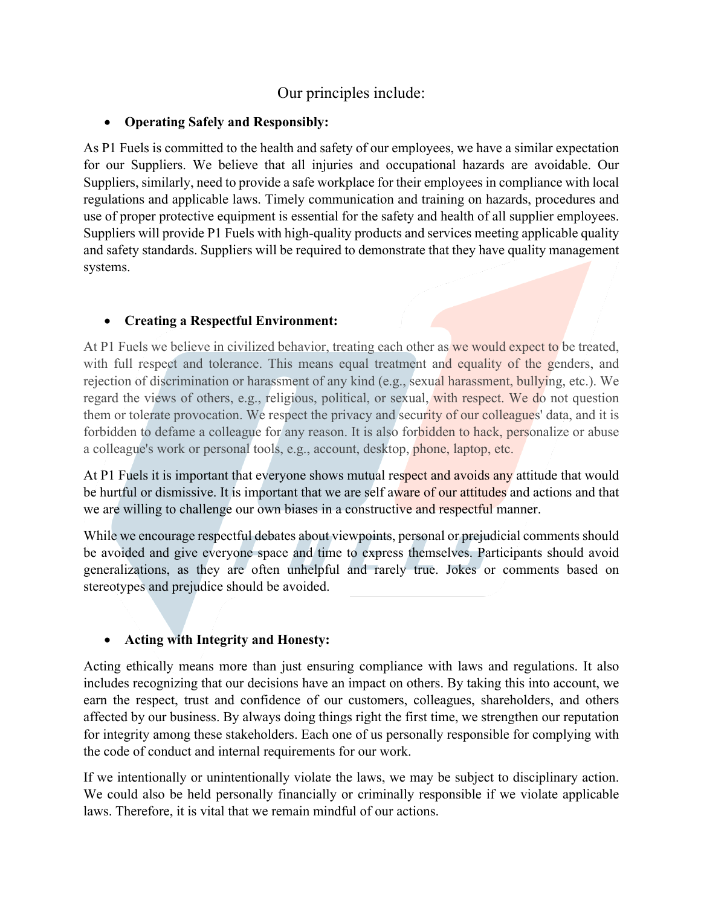Our principles include:

- **Operating Safely and Responsibly:**

As P1 Fuels is committed to the health and safety of our employees, we have a similar expectation for our Suppliers. We believe that all injuries and occupational hazards are avoidable. Our Suppliers, similarly, need to provide a safe workplace for their employees in compliance with local regulations and applicable laws. Timely communication and training on hazards, procedures and use of proper protective equipment is essential for the safety and health of all supplier employees. Suppliers will provide P1 Fuels with high-quality products and services meeting applicable quality and safety standards. Suppliers will be required to demonstrate that they have quality management systems.

- **Creating a Respectful Environment:**

At P1 Fuels we believe in civilized behavior, treating each other as we would expect to be treated, with full respect and tolerance. This means equal treatment and equality of the genders, and rejection of discrimination or harassment of any kind (e.g., sexual harassment, bullying, etc.). We regard the views of others, e.g., religious, political, or sexual, with respect. We do not question them or tolerate provocation. We respect the privacy and security of our colleagues' data, and it is forbidden to defame a colleague for any reason. It is also forbidden to hack, personalize or abuse a colleague's work or personal tools, e.g., account, desktop, phone, laptop, etc.

At P1 Fuels it is important that everyone shows mutual respect and avoids any attitude that would be hurtful or dismissive. It is important that we are self aware of our attitudes and actions and that we are willing to challenge our own biases in a constructive and respectful manner.

While we encourage respectful debates about viewpoints, personal or prejudicial comments should be avoided and give everyone space and time to express themselves. Participants should avoid generalizations, as they are often unhelpful and rarely true. Jokes or comments based on stereotypes and prejudice should be avoided.

- **Acting with Integrity and Honesty:**

Acting ethically means more than just ensuring compliance with laws and regulations. It also includes recognizing that our decisions have an impact on others. By taking this into account, we earn the respect, trust and confidence of our customers, colleagues, shareholders, and others affected by our business. By always doing things right the first time, we strengthen our reputation for integrity among these stakeholders. Each one of us personally responsible for complying with the code of conduct and internal requirements for our work.

If we intentionally or unintentionally violate the laws, we may be subject to disciplinary action. We could also be held personally financially or criminally responsible if we violate applicable laws. Therefore, it is vital that we remain mindful of our actions.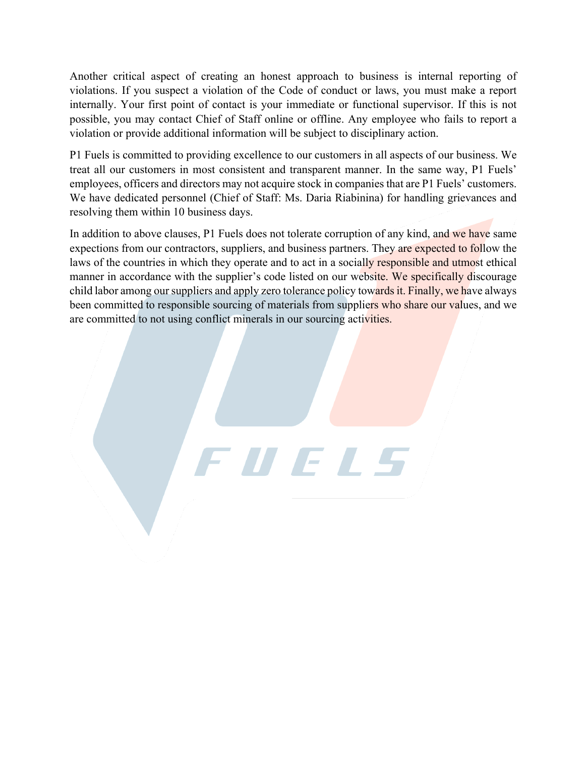Another critical aspect of creating an honest approach to business is internal reporting of violations. If you suspect a violation of the Code of conduct or laws, you must make a report internally. Your first point of contact is your immediate or functional supervisor. If this is not possible, you may contact Chief of Staff online or offline. Any employee who fails to report a violation or provide additional information will be subject to disciplinary action.

P1 Fuels is committed to providing excellence to our customers in all aspects of our business. We treat all our customers in most consistent and transparent manner. In the same way, P1 Fuels' employees, officers and directors may not acquire stock in companies that are P1 Fuels' customers. We have dedicated personnel (Chief of Staff: Ms. Daria Riabinina) for handling grievances and resolving them within 10 business days.

In addition to above clauses, P1 Fuels does not tolerate corruption of any kind, and we have same expections from our contractors, suppliers, and business partners. They are expected to follow the laws of the countries in which they operate and to act in a socially responsible and utmost ethical manner in accordance with the supplier's code listed on our website. We specifically discourage child labor among our suppliers and apply zero tolerance policy towards it. Finally, we have always been committed to responsible sourcing of materials from suppliers who share our values, and we are committed to not using conflict minerals in our sourcing activities.